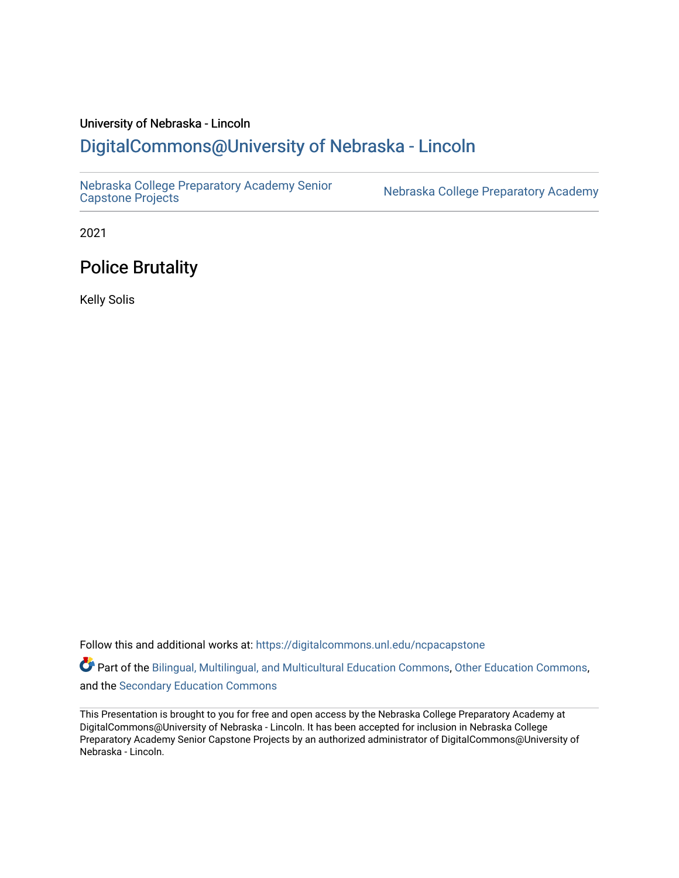University of Nebraska - Lincoln

## DigitalCommons@University of Nebraska - Lincoln

Nebraska College Preparatory Academy Senior Capstone Projects | Nebraska College Preparatory Academy

2021

# Police Brutality

Kelly Solis

Follow this and additional works at: https://digitalcommons.unl.edu/ncpacapstone

Part of the Bilingual, Multilingual, and Multicultural Education Commons, Other Education Commons, and the Secondary Education Commons

This Presentation is brought to you for free and open access by the Nebraska College Preparatory Academy at DigitalCommons@University of Nebraska - Lincoln. It has been accepted for inclusion in Nebraska College Preparatory Academy Senior Capstone Projects by an authorized administrator of DigitalCommons@University of Nebraska - Lincoln.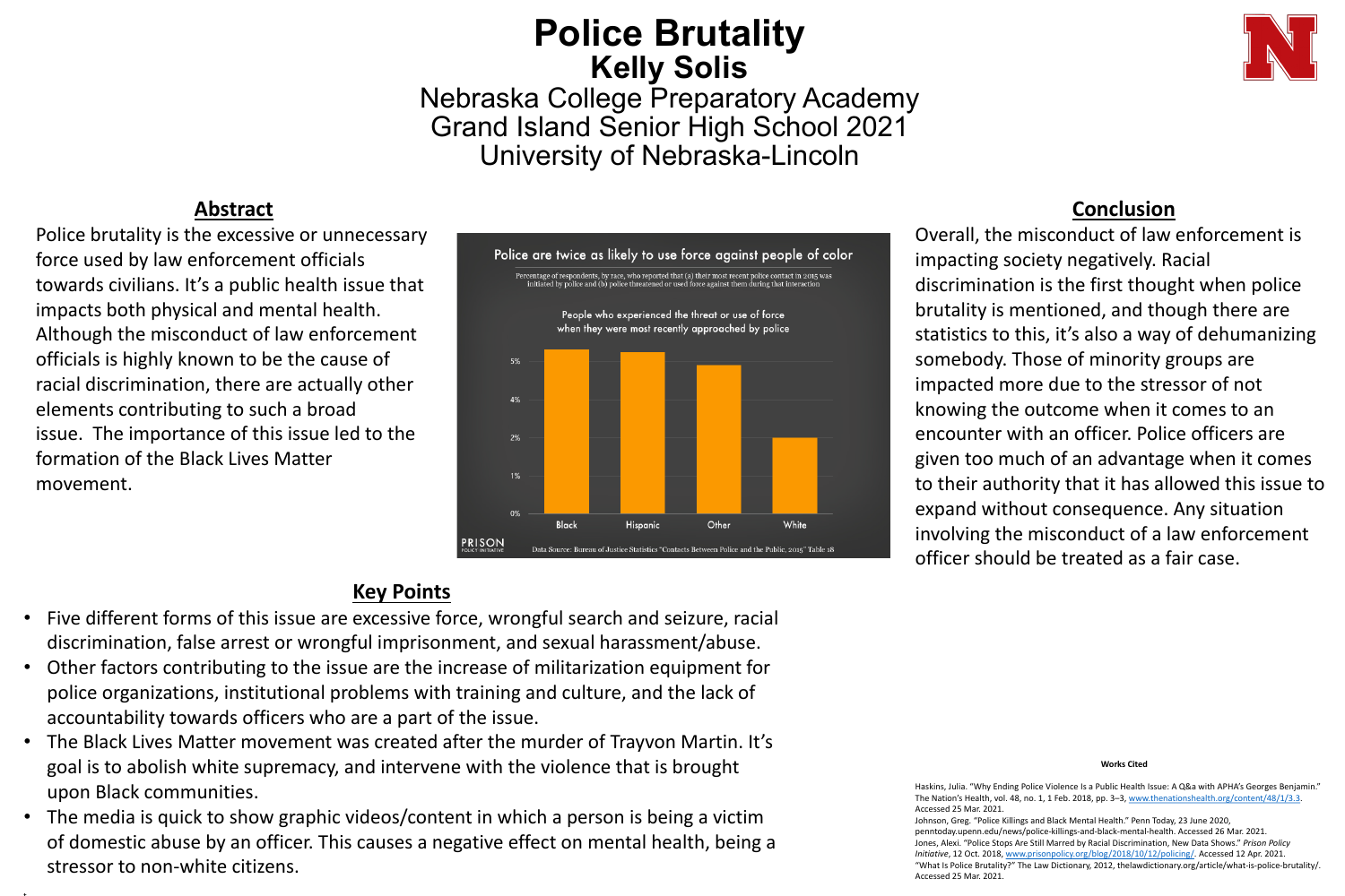# Police Brutality

## Kelly Solis

Nebraska College Preparatory Academy
Grand Island Senior High School 2021
University of Nebraska-Lincoln

## Abstract

Police brutality is the excessive or unnecessary force used by law enforcement officials towards civilians. It's a public health issue that impacts both physical and mental health. Although the misconduct of law enforcement officials is highly known to be the cause of racial discrimination, there are actually other elements contributing to such a broad issue. The importance of this issue led to the formation of the Black Lives Matter movement.

Police are twice as likely to use force against people of color

Percentage of respondents, by race, who reported that (a) their most recent police contact in 2015 was initiated by police and (b) police threatened or used force against them during that interaction

People who experienced the threat or use of force when they were most recently approached by police

5%
4%
2%
1%
0%

Black
Hispanic
Other
White

PRISON POLICY INITIATIVE

Data Source: Bureau of Justice Statistics "Contacts Between Police and the Public, 2015" Table 18

## Conclusion

Overall, the misconduct of law enforcement is impacting society negatively. Racial discrimination is the first thought when police brutality is mentioned, and though there are statistics to this, it's also a way of dehumanizing somebody. Those of minority groups are impacted more due to the stressor of not knowing the outcome when it comes to an encounter with an officer. Police officers are given too much of an advantage when it comes to their authority that it has allowed this issue to expand without consequence. Any situation involving the misconduct of a law enforcement officer should be treated as a fair case.

## Key Points

- Five different forms of this issue are excessive force, wrongful search and seizure, racial discrimination, false arrest or wrongful imprisonment, and sexual harassment/abuse.
- Other factors contributing to the issue are the increase of militarization equipment for police organizations, institutional problems with training and culture, and the lack of accountability towards officers who are a part of the issue.
- The Black Lives Matter movement was created after the murder of Trayvon Martin. It's goal is to abolish white supremacy, and intervene with the violence that is brought upon Black communities.
- The media is quick to show graphic videos/content in which a person is being a victim of domestic abuse by an officer. This causes a negative effect on mental health, being a stressor to non-white citizens.

### Works Cited

Haskins, Julia. "Why Ending Police Violence Is a Public Health Issue: A Q&a with APHA's Georges Benjamin." The Nation's Health, vol. 48, no. 1, 1 Feb. 2018, pp. 3–3, www.thenationshealth.org/content/48/1/3.3. Accessed 25 Mar. 2021.

Johnson, Greg. "Police Killings and Black Mental Health." Penn Today, 23 June 2020, penntoday.upenn.edu/news/police-killings-and-black-mental-health. Accessed 26 Mar. 2021.

Jones, Alexi. "Police Stops Are Still Marred by Racial Discrimination, New Data Shows." *Prison Policy Initiative*, 12 Oct. 2018, www.prisonpolicy.org/blog/2018/10/12/policing/. Accessed 12 Apr. 2021.

"What Is Police Brutality?" The Law Dictionary, 2012, thelawdictionary.org/article/what-is-police-brutality/. Accessed 25 Mar. 2021.